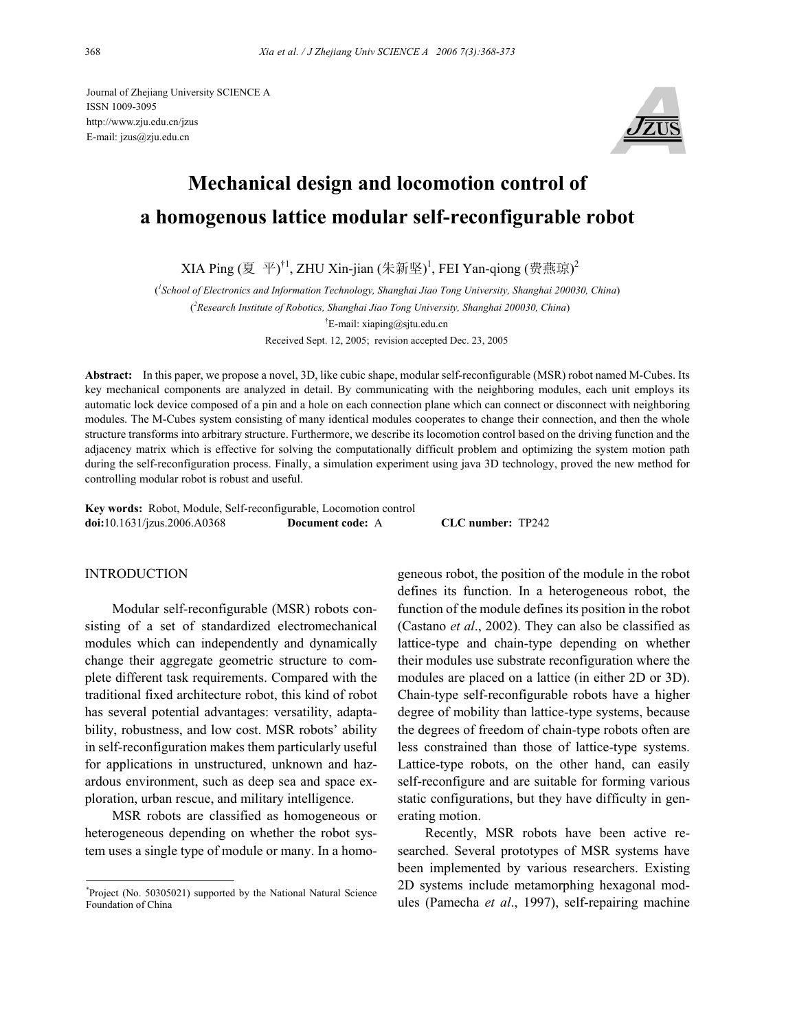Journal of Zhejiang University SCIENCE A
ISSN 1009-3095
http://www.zju.edu.cn/jzus
E-mail: jzus@zju.edu.cn

# Mechanical design and locomotion control of a homogenous lattice modular self-reconfigurable robot

XIA Ping (夏 平)[†1], ZHU Xin-jian (朱新坚)[1], FEI Yan-qiong (费燕琼)[2]

([1]*School of Electronics and Information Technology, Shanghai Jiao Tong University, Shanghai 200030, China*)

([2]*Research Institute of Robotics, Shanghai Jiao Tong University, Shanghai 200030, China*)

[†]E-mail: xiaping@sjtu.edu.cn

Received Sept. 12, 2005; revision accepted Dec. 23, 2005

**Abstract:** In this paper, we propose a novel, 3D, like cubic shape, modular self-reconfigurable (MSR) robot named M-Cubes. Its key mechanical components are analyzed in detail. By communicating with the neighboring modules, each unit employs its automatic lock device composed of a pin and a hole on each connection plane which can connect or disconnect with neighboring modules. The M-Cubes system consisting of many identical modules cooperates to change their connection, and then the whole structure transforms into arbitrary structure. Furthermore, we describe its locomotion control based on the driving function and the adjacency matrix which is effective for solving the computationally difficult problem and optimizing the system motion path during the self-reconfiguration process. Finally, a simulation experiment using java 3D technology, proved the new method for controlling modular robot is robust and useful.

**Key words:** Robot, Module, Self-reconfigurable, Locomotion control
**doi:**10.1631/jzus.2006.A0368 **Document code:** A **CLC number:** TP242

## INTRODUCTION

Modular self-reconfigurable (MSR) robots consisting of a set of standardized electromechanical modules which can independently and dynamically change their aggregate geometric structure to complete different task requirements. Compared with the traditional fixed architecture robot, this kind of robot has several potential advantages: versatility, adaptability, robustness, and low cost. MSR robots' ability in self-reconfiguration makes them particularly useful for applications in unstructured, unknown and hazardous environment, such as deep sea and space exploration, urban rescue, and military intelligence.

MSR robots are classified as homogeneous or heterogeneous depending on whether the robot system uses a single type of module or many. In a homogeneous robot, the position of the module in the robot defines its function. In a heterogeneous robot, the function of the module defines its position in the robot (Castano *et al*., 2002). They can also be classified as lattice-type and chain-type depending on whether their modules use substrate reconfiguration where the modules are placed on a lattice (in either 2D or 3D). Chain-type self-reconfigurable robots have a higher degree of mobility than lattice-type systems, because the degrees of freedom of chain-type robots often are less constrained than those of lattice-type systems. Lattice-type robots, on the other hand, can easily self-reconfigure and are suitable for forming various static configurations, but they have difficulty in generating motion.

Recently, MSR robots have been active researched. Several prototypes of MSR systems have been implemented by various researchers. Existing 2D systems include metamorphing hexagonal modules (Pamecha *et al*., 1997), self-repairing machine

---

*Project (No. 50305021) supported by the National Natural Science Foundation of China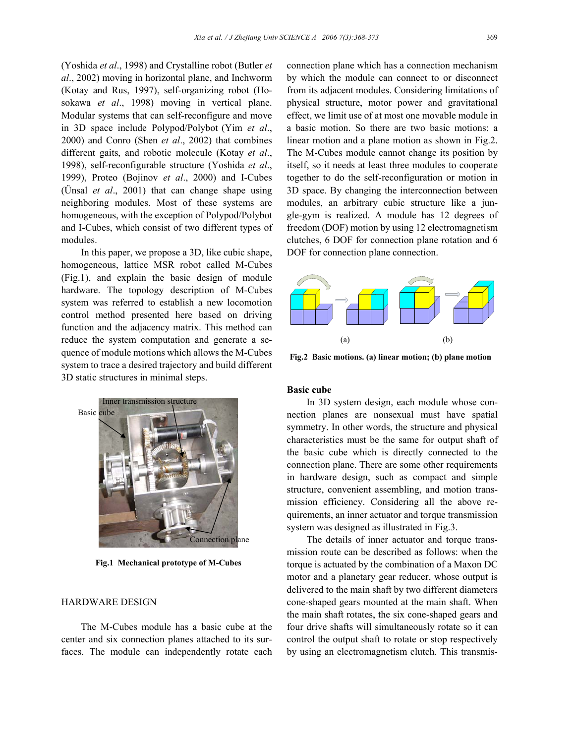(Yoshida *et al*., 1998) and Crystalline robot (Butler *et al*., 2002) moving in horizontal plane, and Inchworm (Kotay and Rus, 1997), self-organizing robot (Hosokawa *et al*., 1998) moving in vertical plane. Modular systems that can self-reconfigure and move in 3D space include Polypod/Polybot (Yim *et al*., 2000) and Conro (Shen *et al*., 2002) that combines different gaits, and robotic molecule (Kotay *et al*., 1998), self-reconfigurable structure (Yoshida *et al*., 1999), Proteo (Bojinov *et al*., 2000) and I-Cubes (Ünsal *et al*., 2001) that can change shape using neighboring modules. Most of these systems are homogeneous, with the exception of Polypod/Polybot and I-Cubes, which consist of two different types of modules.

In this paper, we propose a 3D, like cubic shape, homogeneous, lattice MSR robot called M-Cubes (Fig.1), and explain the basic design of module hardware. The topology description of M-Cubes system was referred to establish a new locomotion control method presented here based on driving function and the adjacency matrix. This method can reduce the system computation and generate a sequence of module motions which allows the M-Cubes system to trace a desired trajectory and build different 3D static structures in minimal steps.

Inner transmission structure

Basic cube

Connection plane

**Fig.1 Mechanical prototype of M-Cubes**

## HARDWARE DESIGN

The M-Cubes module has a basic cube at the center and six connection planes attached to its surfaces. The module can independently rotate each connection plane which has a connection mechanism by which the module can connect to or disconnect from its adjacent modules. Considering limitations of physical structure, motor power and gravitational effect, we limit use of at most one movable module in a basic motion. So there are two basic motions: a linear motion and a plane motion as shown in Fig.2. The M-Cubes module cannot change its position by itself, so it needs at least three modules to cooperate together to do the self-reconfiguration or motion in 3D space. By changing the interconnection between modules, an arbitrary cubic structure like a jungle-gym is realized. A module has 12 degrees of freedom (DOF) motion by using 12 electromagnetism clutches, 6 DOF for connection plane rotation and 6 DOF for connection plane connection.

(a) (b)

**Fig.2 Basic motions. (a) linear motion; (b) plane motion**

### Basic cube

In 3D system design, each module whose connection planes are nonsexual must have spatial symmetry. In other words, the structure and physical characteristics must be the same for output shaft of the basic cube which is directly connected to the connection plane. There are some other requirements in hardware design, such as compact and simple structure, convenient assembling, and motion transmission efficiency. Considering all the above requirements, an inner actuator and torque transmission system was designed as illustrated in Fig.3.

The details of inner actuator and torque transmission route can be described as follows: when the torque is actuated by the combination of a Maxon DC motor and a planetary gear reducer, whose output is delivered to the main shaft by two different diameters cone-shaped gears mounted at the main shaft. When the main shaft rotates, the six cone-shaped gears and four drive shafts will simultaneously rotate so it can control the output shaft to rotate or stop respectively by using an electromagnetism clutch. This transmis-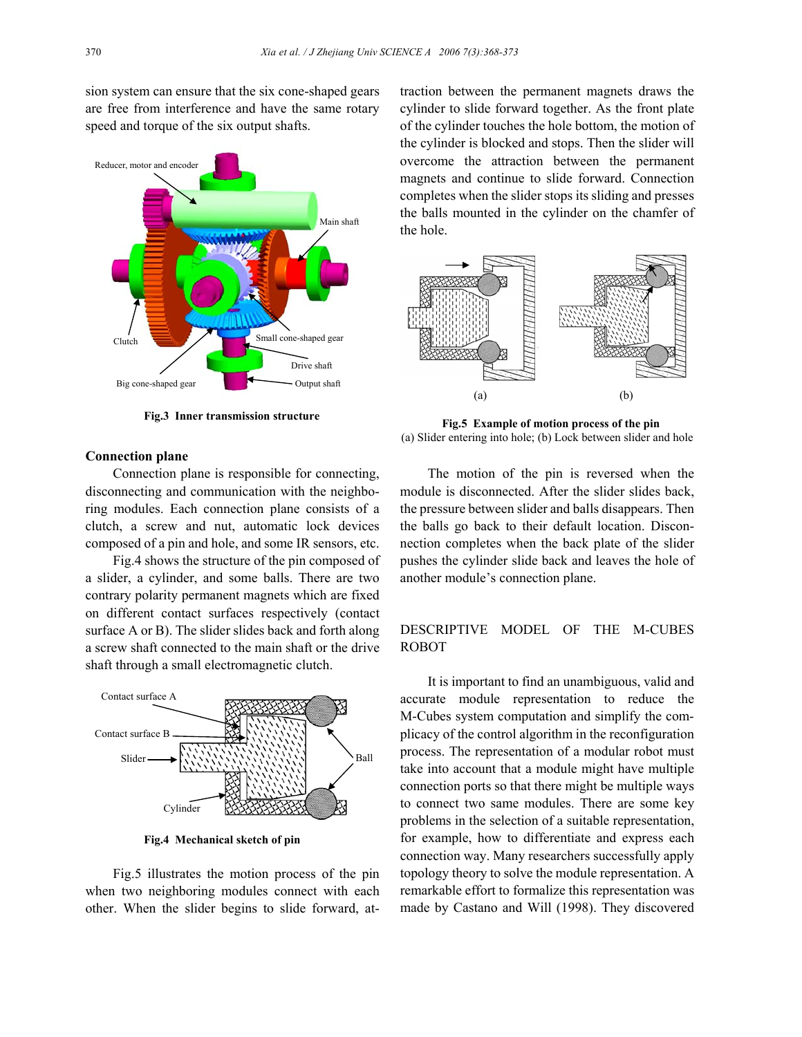sion system can ensure that the six cone-shaped gears are free from interference and have the same rotary speed and torque of the six output shafts.

**Fig.3 Inner transmission structure**

**Connection plane**

Connection plane is responsible for connecting, disconnecting and communication with the neighboring modules. Each connection plane consists of a clutch, a screw and nut, automatic lock devices composed of a pin and hole, and some IR sensors, etc.

Fig.4 shows the structure of the pin composed of a slider, a cylinder, and some balls. There are two contrary polarity permanent magnets which are fixed on different contact surfaces respectively (contact surface A or B). The slider slides back and forth along a screw shaft connected to the main shaft or the drive shaft through a small electromagnetic clutch.

**Fig.4 Mechanical sketch of pin**

Fig.5 illustrates the motion process of the pin when two neighboring modules connect with each other. When the slider begins to slide forward, attraction between the permanent magnets draws the cylinder to slide forward together. As the front plate of the cylinder touches the hole bottom, the motion of the cylinder is blocked and stops. Then the slider will overcome the attraction between the permanent magnets and continue to slide forward. Connection completes when the slider stops its sliding and presses the balls mounted in the cylinder on the chamfer of the hole.

**Fig.5 Example of motion process of the pin**
(a) Slider entering into hole; (b) Lock between slider and hole

The motion of the pin is reversed when the module is disconnected. After the slider slides back, the pressure between slider and balls disappears. Then the balls go back to their default location. Disconnection completes when the back plate of the slider pushes the cylinder slide back and leaves the hole of another module's connection plane.

## DESCRIPTIVE MODEL OF THE M-CUBES ROBOT

It is important to find an unambiguous, valid and accurate module representation to reduce the M-Cubes system computation and simplify the complicacy of the control algorithm in the reconfiguration process. The representation of a modular robot must take into account that a module might have multiple connection ports so that there might be multiple ways to connect two same modules. There are some key problems in the selection of a suitable representation, for example, how to differentiate and express each connection way. Many researchers successfully apply topology theory to solve the module representation. A remarkable effort to formalize this representation was made by Castano and Will (1998). They discovered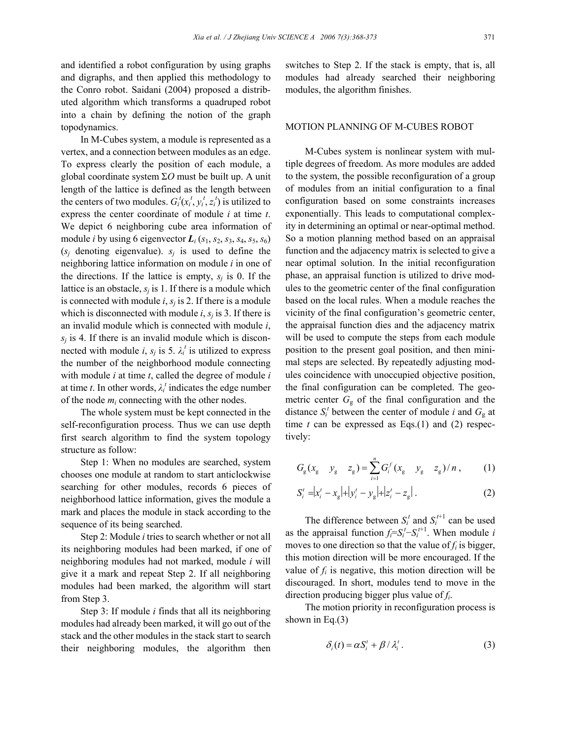and identified a robot configuration by using graphs and digraphs, and then applied this methodology to the Conro robot. Saidani (2004) proposed a distributed algorithm which transforms a quadruped robot into a chain by defining the notion of the graph topodynamics.

In M-Cubes system, a module is represented as a vertex, and a connection between modules as an edge. To express clearly the position of each module, a global coordinate system $\Sigma O$ must be built up. A unit length of the lattice is defined as the length between the centers of two modules. $G_i^t(x_i^t, y_i^t, z_i^t)$ is utilized to express the center coordinate of module $i$ at time $t$. We depict 6 neighboring cube area information of module $i$ by using 6 eigenvector $\boldsymbol{L}_i$ ($s_1$, $s_2$, $s_3$, $s_4$, $s_5$, $s_6$) ($s_j$ denoting eigenvalue). $s_j$ is used to define the neighboring lattice information on module $i$ in one of the directions. If the lattice is empty, $s_j$ is 0. If the lattice is an obstacle, $s_j$ is 1. If there is a module which is connected with module $i$, $s_j$ is 2. If there is a module which is disconnected with module $i$, $s_j$ is 3. If there is an invalid module which is connected with module $i$, $s_j$ is 4. If there is an invalid module which is disconnected with module $i$, $s_j$ is 5. $\lambda_i^t$ is utilized to express the number of the neighborhood module connecting with module $i$ at time $t$, called the degree of module $i$ at time $t$. In other words, $\lambda_i^t$ indicates the edge number of the node $m_i$ connecting with the other nodes.

The whole system must be kept connected in the self-reconfiguration process. Thus we can use depth first search algorithm to find the system topology structure as follow:

Step 1: When no modules are searched, system chooses one module at random to start anticlockwise searching for other modules, records 6 pieces of neighborhood lattice information, gives the module a mark and places the module in stack according to the sequence of its being searched.

Step 2: Module $i$ tries to search whether or not all its neighboring modules had been marked, if one of neighboring modules had not marked, module $i$ will give it a mark and repeat Step 2. If all neighboring modules had been marked, the algorithm will start from Step 3.

Step 3: If module $i$ finds that all its neighboring modules had already been marked, it will go out of the stack and the other modules in the stack start to search their neighboring modules, the algorithm then switches to Step 2. If the stack is empty, that is, all modules had already searched their neighboring modules, the algorithm finishes.

## MOTION PLANNING OF M-CUBES ROBOT

M-Cubes system is nonlinear system with multiple degrees of freedom. As more modules are added to the system, the possible reconfiguration of a group of modules from an initial configuration to a final configuration based on some constraints increases exponentially. This leads to computational complexity in determining an optimal or near-optimal method. So a motion planning method based on an appraisal function and the adjacency matrix is selected to give a near optimal solution. In the initial reconfiguration phase, an appraisal function is utilized to drive modules to the geometric center of the final configuration based on the local rules. When a module reaches the vicinity of the final configuration's geometric center, the appraisal function dies and the adjacency matrix will be used to compute the steps from each module position to the present goal position, and then minimal steps are selected. By repeatedly adjusting modules coincidence with unoccupied objective position, the final configuration can be completed. The geometric center $G_g$ of the final configuration and the distance $S_i^t$ between the center of module $i$ and $G_g$ at time $t$ can be expressed as Eqs.(1) and (2) respectively:

$$G_g(x_g \quad y_g \quad z_g) = \sum_{i=1}^{n} G_i^f(x_g \quad y_g \quad z_g)/n, \tag{1}$$

$$S_i^t = |x_i^t - x_g| + |y_i^t - y_g| + |z_i^t - z_g|. \tag{2}$$

The difference between $S_i^t$ and $S_i^{t+1}$ can be used as the appraisal function $f_i = S_i^t - S_i^{t+1}$. When module $i$ moves to one direction so that the value of $f_i$ is bigger, this motion direction will be more encouraged. If the value of $f_i$ is negative, this motion direction will be discouraged. In short, modules tend to move in the direction producing bigger plus value of $f_i$.

The motion priority in reconfiguration process is shown in Eq.(3)

$$\delta_i(t) = \alpha S_i^t + \beta / \lambda_i^t. \tag{3}$$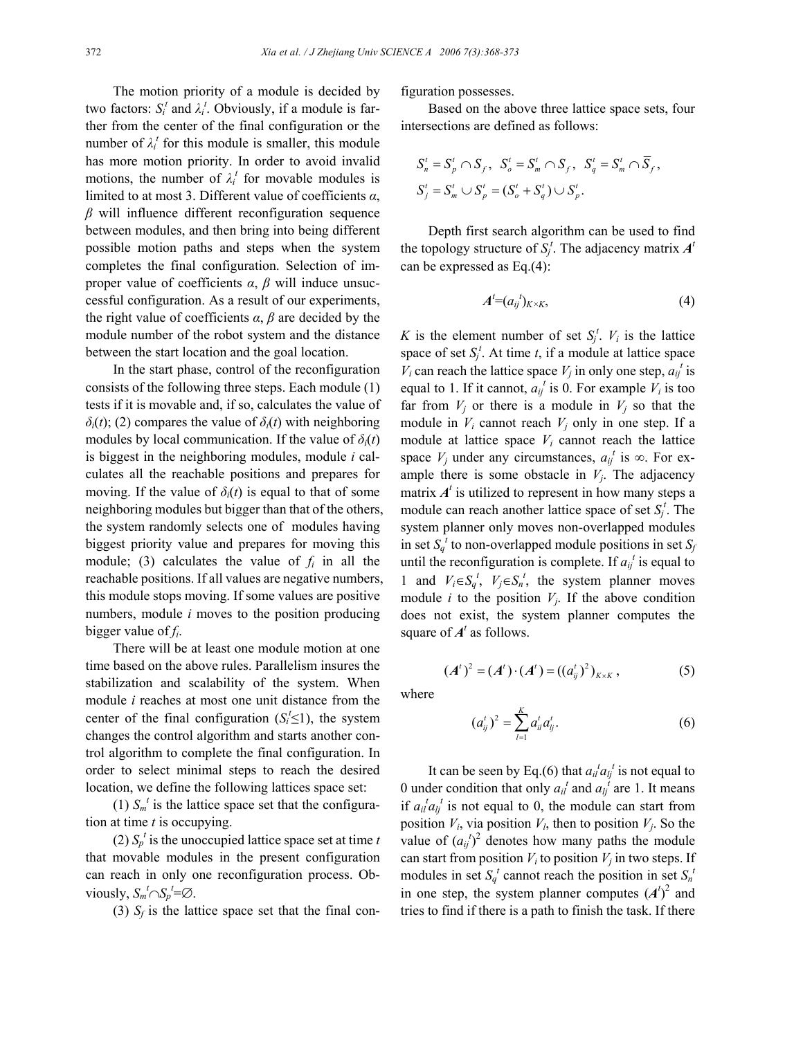The motion priority of a module is decided by two factors: $S_i^t$ and $\lambda_i^t$. Obviously, if a module is farther from the center of the final configuration or the number of $\lambda_i^t$ for this module is smaller, this module has more motion priority. In order to avoid invalid motions, the number of $\lambda_i^t$ for movable modules is limited to at most 3. Different value of coefficients $\alpha$, $\beta$ will influence different reconfiguration sequence between modules, and then bring into being different possible motion paths and steps when the system completes the final configuration. Selection of improper value of coefficients $\alpha$, $\beta$ will induce unsuccessful configuration. As a result of our experiments, the right value of coefficients $\alpha$, $\beta$ are decided by the module number of the robot system and the distance between the start location and the goal location.

In the start phase, control of the reconfiguration consists of the following three steps. Each module (1) tests if it is movable and, if so, calculates the value of $\delta_i(t)$; (2) compares the value of $\delta_i(t)$ with neighboring modules by local communication. If the value of $\delta_i(t)$ is biggest in the neighboring modules, module $i$ calculates all the reachable positions and prepares for moving. If the value of $\delta_i(t)$ is equal to that of some neighboring modules but bigger than that of the others, the system randomly selects one of modules having biggest priority value and prepares for moving this module; (3) calculates the value of $f_i$ in all the reachable positions. If all values are negative numbers, this module stops moving. If some values are positive numbers, module $i$ moves to the position producing bigger value of $f_i$.

There will be at least one module motion at one time based on the above rules. Parallelism insures the stabilization and scalability of the system. When module $i$ reaches at most one unit distance from the center of the final configuration ($S_i^t \leq 1$), the system changes the control algorithm and starts another control algorithm to complete the final configuration. In order to select minimal steps to reach the desired location, we define the following lattices space set:

(1) $S_m^t$ is the lattice space set that the configuration at time $t$ is occupying.

(2) $S_p^t$ is the unoccupied lattice space set at time $t$ that movable modules in the present configuration can reach in only one reconfiguration process. Obviously, $S_m^t \cap S_p^t = \varnothing$.

(3) $S_f$ is the lattice space set that the final configuration possesses.

Based on the above three lattice space sets, four intersections are defined as follows:

$$S_n^t = S_p^t \cap S_f,\quad S_o^t = S_m^t \cap S_f,\quad S_q^t = S_m^t \cap \overline{S}_f,$$
$$S_j^t = S_m^t \cup S_p^t = (S_o^t + S_q^t) \cup S_p^t.$$

Depth first search algorithm can be used to find the topology structure of $S_j^t$. The adjacency matrix $\boldsymbol{A}^t$ can be expressed as Eq.(4):

$$\boldsymbol{A}^t = (a_{ij}^t)_{K\times K}, \tag{4}$$

$K$ is the element number of set $S_j^t$. $V_i$ is the lattice space of set $S_j^t$. At time $t$, if a module at lattice space $V_i$ can reach the lattice space $V_j$ in only one step, $a_{ij}^t$ is equal to 1. If it cannot, $a_{ij}^t$ is 0. For example $V_i$ is too far from $V_j$ or there is a module in $V_j$ so that the module in $V_i$ cannot reach $V_j$ only in one step. If a module at lattice space $V_i$ cannot reach the lattice space $V_j$ under any circumstances, $a_{ij}^t$ is $\infty$. For example there is some obstacle in $V_j$. The adjacency matrix $\boldsymbol{A}^t$ is utilized to represent in how many steps a module can reach another lattice space of set $S_j^t$. The system planner only moves non-overlapped modules in set $S_q^t$ to non-overlapped module positions in set $S_f$ until the reconfiguration is complete. If $a_{ij}^t$ is equal to 1 and $V_i \in S_q^t$, $V_j \in S_n^t$, the system planner moves module $i$ to the position $V_j$. If the above condition does not exist, the system planner computes the square of $\boldsymbol{A}^t$ as follows.

$$(\boldsymbol{A}^t)^2 = (\boldsymbol{A}^t)\cdot(\boldsymbol{A}^t) = ((a_{ij}^t)^2)_{K\times K}, \tag{5}$$

where

$$(a_{ij}^t)^2 = \sum_{l=1}^{K} a_{il}^t a_{lj}^t. \tag{6}$$

It can be seen by Eq.(6) that $a_{il}^t a_{lj}^t$ is not equal to 0 under condition that only $a_{il}^t$ and $a_{lj}^t$ are 1. It means if $a_{il}^t a_{lj}^t$ is not equal to 0, the module can start from position $V_i$, via position $V_l$, then to position $V_j$. So the value of $(a_{ij}^t)^2$ denotes how many paths the module can start from position $V_i$ to position $V_j$ in two steps. If modules in set $S_q^t$ cannot reach the position in set $S_n^t$ in one step, the system planner computes $(\boldsymbol{A}^t)^2$ and tries to find if there is a path to finish the task. If there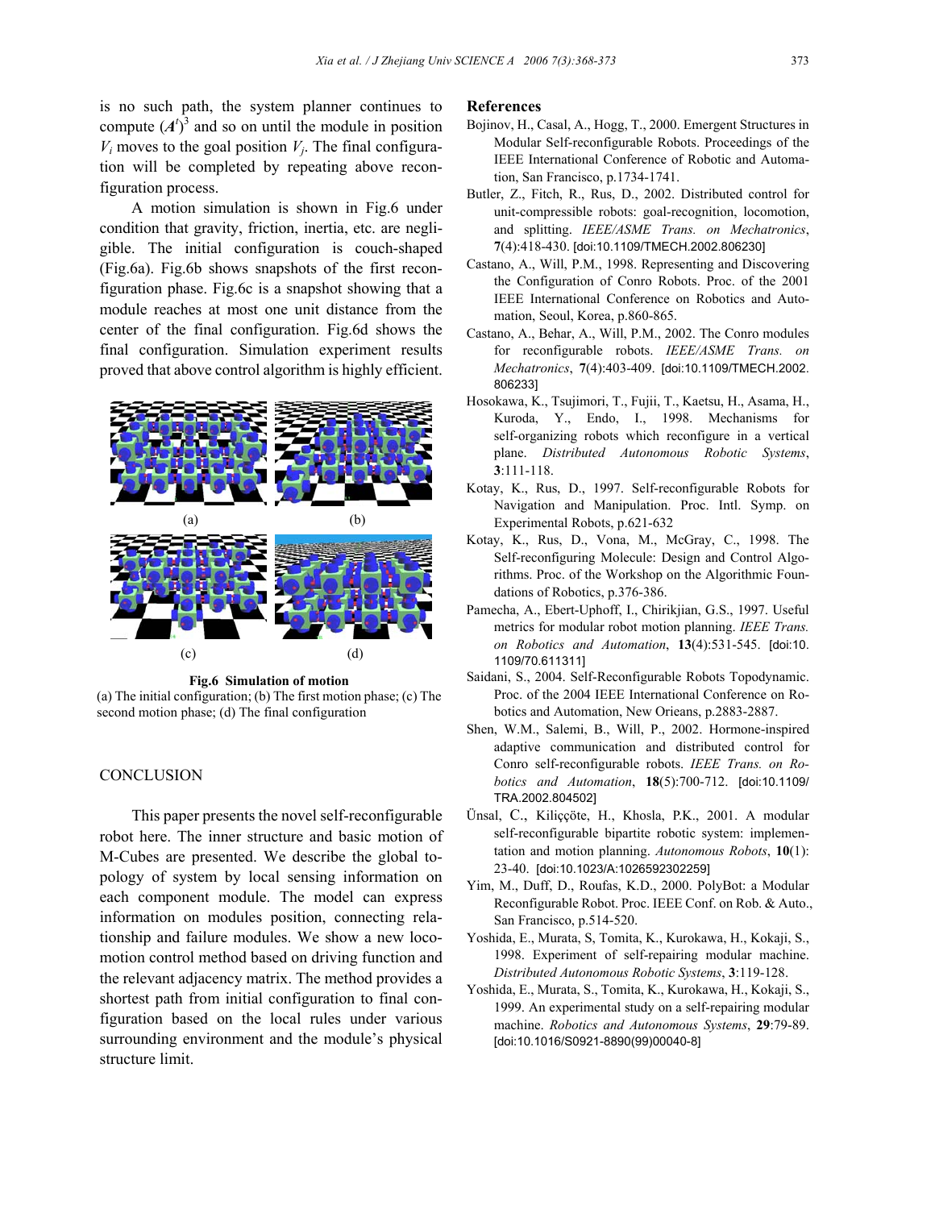is no such path, the system planner continues to compute $(A^t)^3$ and so on until the module in position $V_i$ moves to the goal position $V_j$. The final configuration will be completed by repeating above reconfiguration process.

A motion simulation is shown in Fig.6 under condition that gravity, friction, inertia, etc. are negligible. The initial configuration is couch-shaped (Fig.6a). Fig.6b shows snapshots of the first reconfiguration phase. Fig.6c is a snapshot showing that a module reaches at most one unit distance from the center of the final configuration. Fig.6d shows the final configuration. Simulation experiment results proved that above control algorithm is highly efficient.

(a) (b)

(c) (d)

**Fig.6 Simulation of motion**
(a) The initial configuration; (b) The first motion phase; (c) The second motion phase; (d) The final configuration

## CONCLUSION

This paper presents the novel self-reconfigurable robot here. The inner structure and basic motion of M-Cubes are presented. We describe the global topology of system by local sensing information on each component module. The model can express information on modules position, connecting relationship and failure modules. We show a new locomotion control method based on driving function and the relevant adjacency matrix. The method provides a shortest path from initial configuration to final configuration based on the local rules under various surrounding environment and the module's physical structure limit.

## References

Bojinov, H., Casal, A., Hogg, T., 2000. Emergent Structures in Modular Self-reconfigurable Robots. Proceedings of the IEEE International Conference of Robotic and Automation, San Francisco, p.1734-1741.

Butler, Z., Fitch, R., Rus, D., 2002. Distributed control for unit-compressible robots: goal-recognition, locomotion, and splitting. *IEEE/ASME Trans. on Mechatronics*, **7**(4):418-430. [doi:10.1109/TMECH.2002.806230]

Castano, A., Will, P.M., 1998. Representing and Discovering the Configuration of Conro Robots. Proc. of the 2001 IEEE International Conference on Robotics and Automation, Seoul, Korea, p.860-865.

Castano, A., Behar, A., Will, P.M., 2002. The Conro modules for reconfigurable robots. *IEEE/ASME Trans. on Mechatronics*, **7**(4):403-409. [doi:10.1109/TMECH.2002.806233]

Hosokawa, K., Tsujimori, T., Fujii, T., Kaetsu, H., Asama, H., Kuroda, Y., Endo, I., 1998. Mechanisms for self-organizing robots which reconfigure in a vertical plane. *Distributed Autonomous Robotic Systems*, **3**:111-118.

Kotay, K., Rus, D., 1997. Self-reconfigurable Robots for Navigation and Manipulation. Proc. Intl. Symp. on Experimental Robots, p.621-632

Kotay, K., Rus, D., Vona, M., McGray, C., 1998. The Self-reconfiguring Molecule: Design and Control Algorithms. Proc. of the Workshop on the Algorithmic Foundations of Robotics, p.376-386.

Pamecha, A., Ebert-Uphoff, I., Chirikjian, G.S., 1997. Useful metrics for modular robot motion planning. *IEEE Trans. on Robotics and Automation*, **13**(4):531-545. [doi:10.1109/70.611311]

Saidani, S., 2004. Self-Reconfigurable Robots Topodynamic. Proc. of the 2004 IEEE International Conference on Robotics and Automation, New Orieans, p.2883-2887.

Shen, W.M., Salemi, B., Will, P., 2002. Hormone-inspired adaptive communication and distributed control for Conro self-reconfigurable robots. *IEEE Trans. on Robotics and Automation*, **18**(5):700-712. [doi:10.1109/TRA.2002.804502]

Ünsal, C., Kiliçcöte, H., Khosla, P.K., 2001. A modular self-reconfigurable bipartite robotic system: implementation and motion planning. *Autonomous Robots*, **10**(1): 23-40. [doi:10.1023/A:1026592302259]

Yim, M., Duff, D., Roufas, K.D., 2000. PolyBot: a Modular Reconfigurable Robot. Proc. IEEE Conf. on Rob. & Auto., San Francisco, p.514-520.

Yoshida, E., Murata, S, Tomita, K., Kurokawa, H., Kokaji, S., 1998. Experiment of self-repairing modular machine. *Distributed Autonomous Robotic Systems*, **3**:119-128.

Yoshida, E., Murata, S., Tomita, K., Kurokawa, H., Kokaji, S., 1999. An experimental study on a self-repairing modular machine. *Robotics and Autonomous Systems*, **29**:79-89. [doi:10.1016/S0921-8890(99)00040-8]